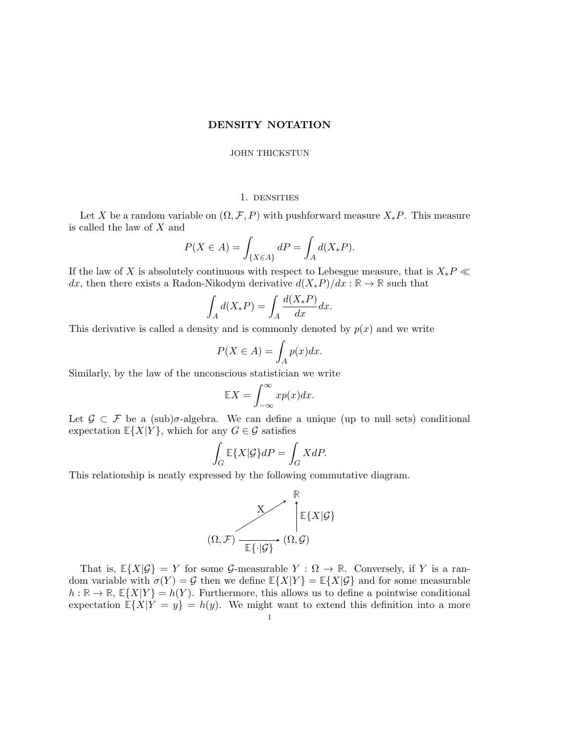# DENSITY NOTATION

JOHN THICKSTUN

## 1. Densities

Let $X$ be a random variable on $(\Omega, \mathcal{F}, P)$ with pushforward measure $X_*P$. This measure is called the law of $X$ and

$$P(X \in A) = \int_{\{X \in A\}} dP = \int_A d(X_*P).$$

If the law of $X$ is absolutely continuous with respect to Lebesgue measure, that is $X_*P \ll dx$, then there exists a Radon-Nikodym derivative $d(X_*P)/dx : \mathbb{R} \to \mathbb{R}$ such that

$$\int_A d(X_*P) = \int_A \frac{d(X_*P)}{dx} dx.$$

This derivative is called a density and is commonly denoted by $p(x)$ and we write

$$P(X \in A) = \int_A p(x) dx.$$

Similarly, by the law of the unconscious statistician we write

$$\mathbb{E}X = \int_{-\infty}^{\infty} x p(x) dx.$$

Let $\mathcal{G} \subset \mathcal{F}$ be a (sub)$\sigma$-algebra. We can define a unique (up to null sets) conditional expectation $\mathbb{E}\{X|Y\}$, which for any $G \in \mathcal{G}$ satisfies

$$\int_G \mathbb{E}\{X|\mathcal{G}\} dP = \int_G X dP.$$

This relationship is neatly expressed by the following commutative diagram.

$$\begin{array}{ccc} & & \mathbb{R} \\ & \overset{X}{\nearrow} & \uparrow \mathbb{E}\{X|\mathcal{G}\} \\ (\Omega, \mathcal{F}) & \xrightarrow[\mathbb{E}\{\cdot|\mathcal{G}\}]{} & (\Omega, \mathcal{G}) \end{array}$$

That is, $\mathbb{E}\{X|\mathcal{G}\} = Y$ for some $\mathcal{G}$-measurable $Y : \Omega \to \mathbb{R}$. Conversely, if $Y$ is a random variable with $\sigma(Y) = \mathcal{G}$ then we define $\mathbb{E}\{X|Y\} = \mathbb{E}\{X|\mathcal{G}\}$ and for some measurable $h : \mathbb{R} \to \mathbb{R}$, $\mathbb{E}\{X|Y\} = h(Y)$. Furthermore, this allows us to define a pointwise conditional expectation $\mathbb{E}\{X|Y = y\} = h(y)$. We might want to extend this definition into a more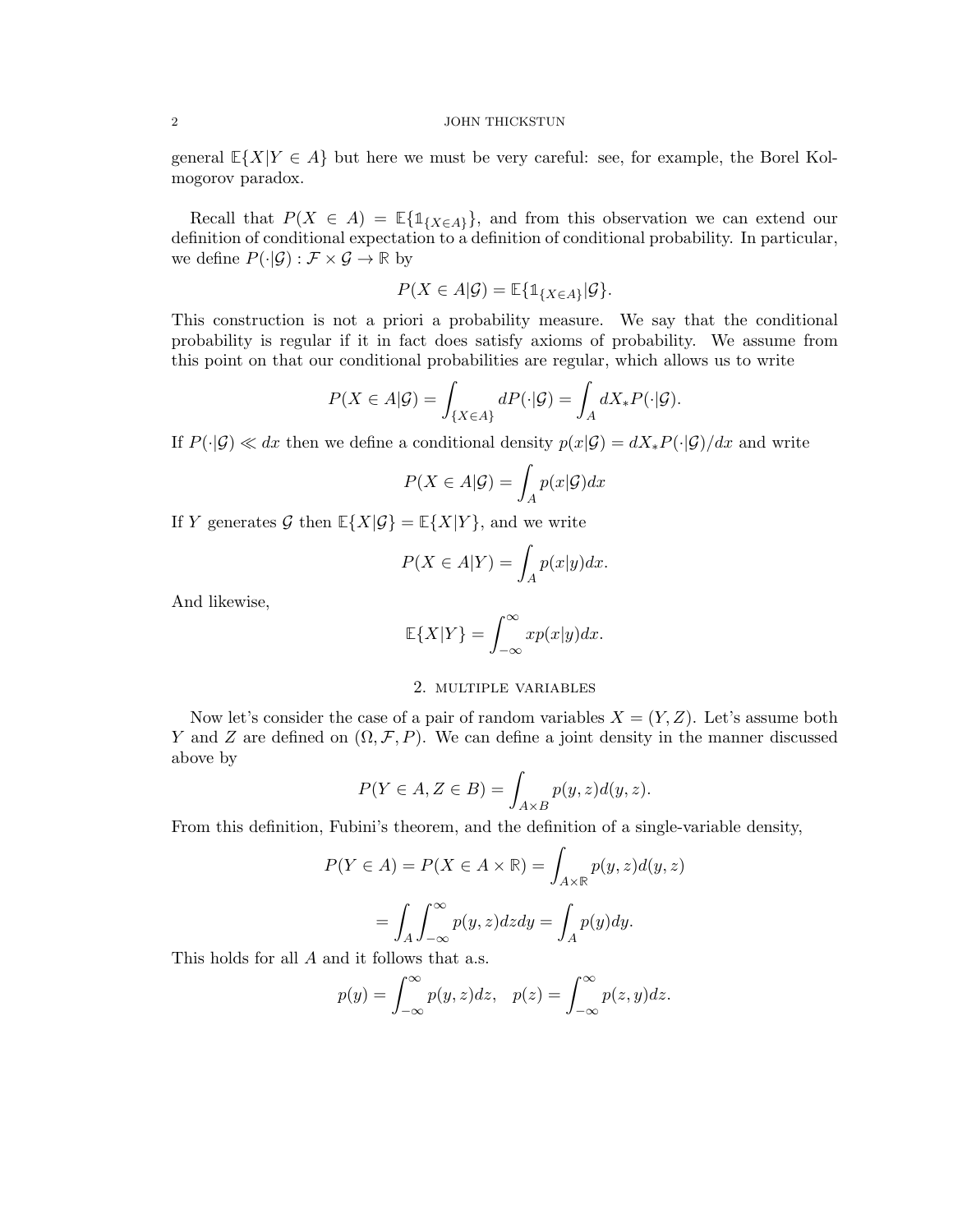general $\mathbb{E}\{X|Y \in A\}$ but here we must be very careful: see, for example, the Borel Kolmogorov paradox.

Recall that $P(X \in A) = \mathbb{E}\{\mathbb{1}_{\{X\in A\}}\}$, and from this observation we can extend our definition of conditional expectation to a definition of conditional probability. In particular, we define $P(\cdot|\mathcal{G}) : \mathcal{F} \times \mathcal{G} \to \mathbb{R}$ by

$$P(X \in A|\mathcal{G}) = \mathbb{E}\{\mathbb{1}_{\{X\in A\}}|\mathcal{G}\}.$$

This construction is not a priori a probability measure. We say that the conditional probability is regular if it in fact does satisfy axioms of probability. We assume from this point on that our conditional probabilities are regular, which allows us to write

$$P(X \in A|\mathcal{G}) = \int_{\{X\in A\}} dP(\cdot|\mathcal{G}) = \int_A dX_* P(\cdot|\mathcal{G}).$$

If $P(\cdot|\mathcal{G}) \ll dx$ then we define a conditional density $p(x|\mathcal{G}) = dX_*P(\cdot|\mathcal{G})/dx$ and write

$$P(X \in A|\mathcal{G}) = \int_A p(x|\mathcal{G})dx$$

If $Y$ generates $\mathcal{G}$ then $\mathbb{E}\{X|\mathcal{G}\} = \mathbb{E}\{X|Y\}$, and we write

$$P(X \in A|Y) = \int_A p(x|y)dx.$$

And likewise,

$$\mathbb{E}\{X|Y\} = \int_{-\infty}^{\infty} xp(x|y)dx.$$

## 2. Multiple variables

Now let's consider the case of a pair of random variables $X = (Y, Z)$. Let's assume both $Y$ and $Z$ are defined on $(\Omega, \mathcal{F}, P)$. We can define a joint density in the manner discussed above by

$$P(Y \in A, Z \in B) = \int_{A\times B} p(y, z)d(y, z).$$

From this definition, Fubini's theorem, and the definition of a single-variable density,

$$P(Y \in A) = P(X \in A \times \mathbb{R}) = \int_{A\times\mathbb{R}} p(y, z)d(y, z)$$

$$= \int_A \int_{-\infty}^{\infty} p(y, z)dzdy = \int_A p(y)dy.$$

This holds for all $A$ and it follows that a.s.

$$p(y) = \int_{-\infty}^{\infty} p(y, z)dz, \quad p(z) = \int_{-\infty}^{\infty} p(z, y)dz.$$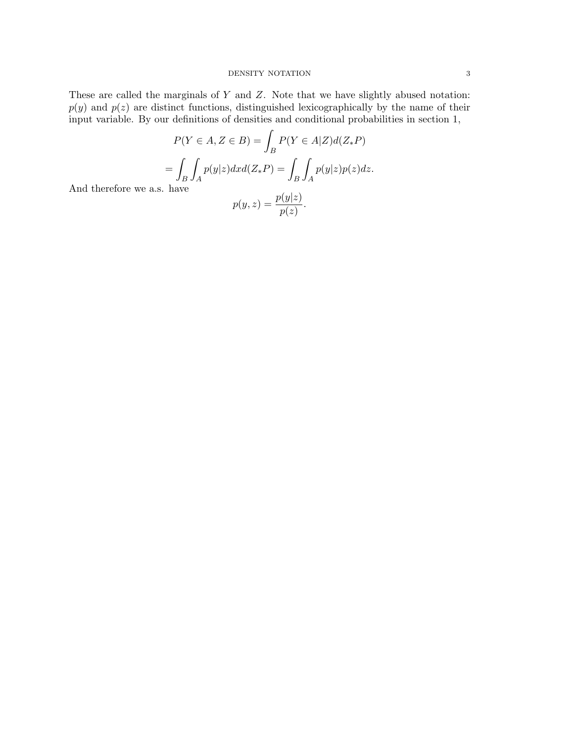These are called the marginals of $Y$ and $Z$. Note that we have slightly abused notation: $p(y)$ and $p(z)$ are distinct functions, distinguished lexicographically by the name of their input variable. By our definitions of densities and conditional probabilities in section 1,

$$P(Y \in A, Z \in B) = \int_B P(Y \in A|Z)d(Z_*P)$$

$$= \int_B \int_A p(y|z)dxd(Z_*P) = \int_B \int_A p(y|z)p(z)dz.$$

And therefore we a.s. have

$$p(y,z) = \frac{p(y|z)}{p(z)}.$$